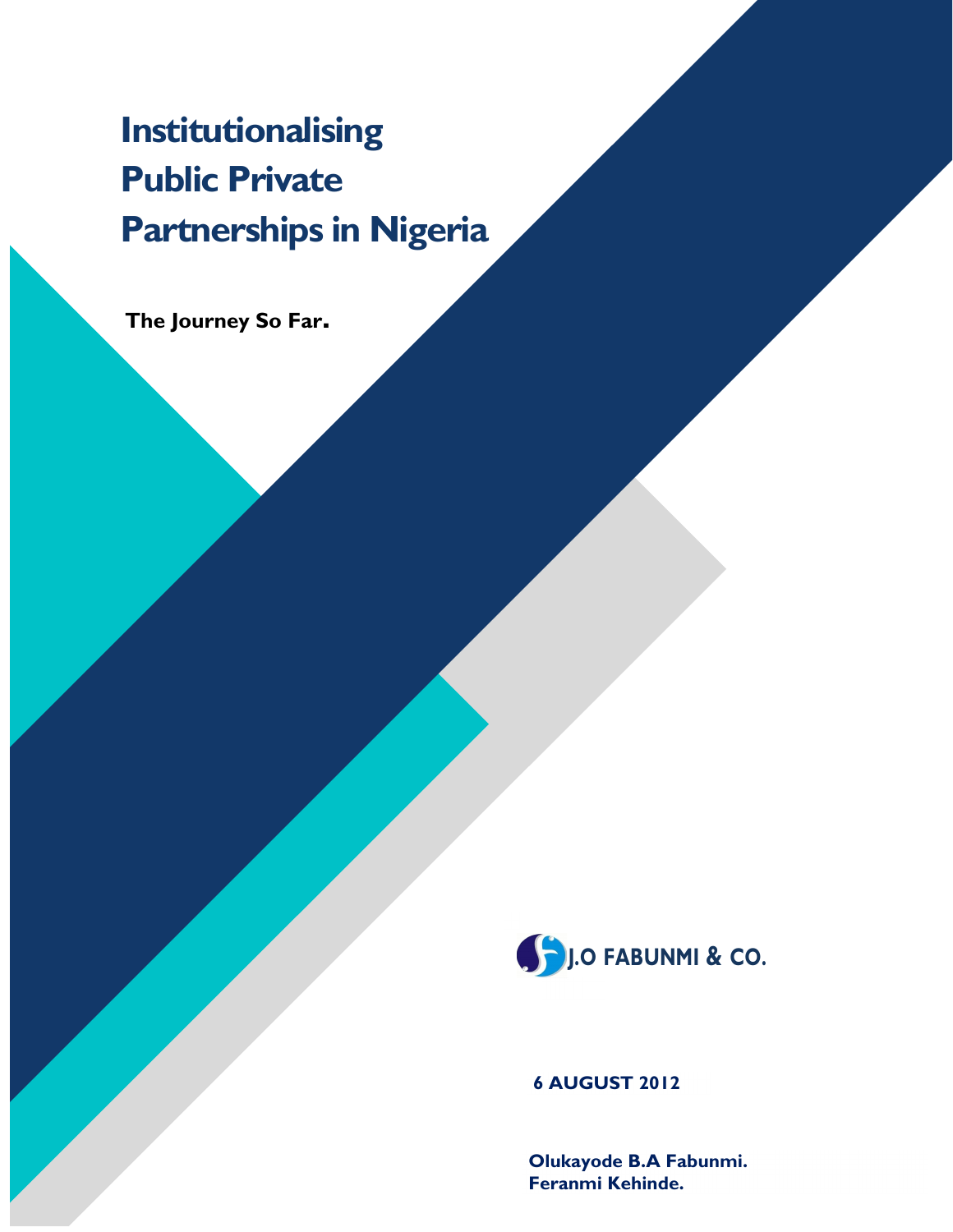# Institutionalising Public Private Partnerships in Nigeria

**The Journey So Far.**

J.O FABUNMI & CO.

**6 AUGUST 2012**

**Olukayode B.A Fabunmi.**
**Feranmi Kehinde.**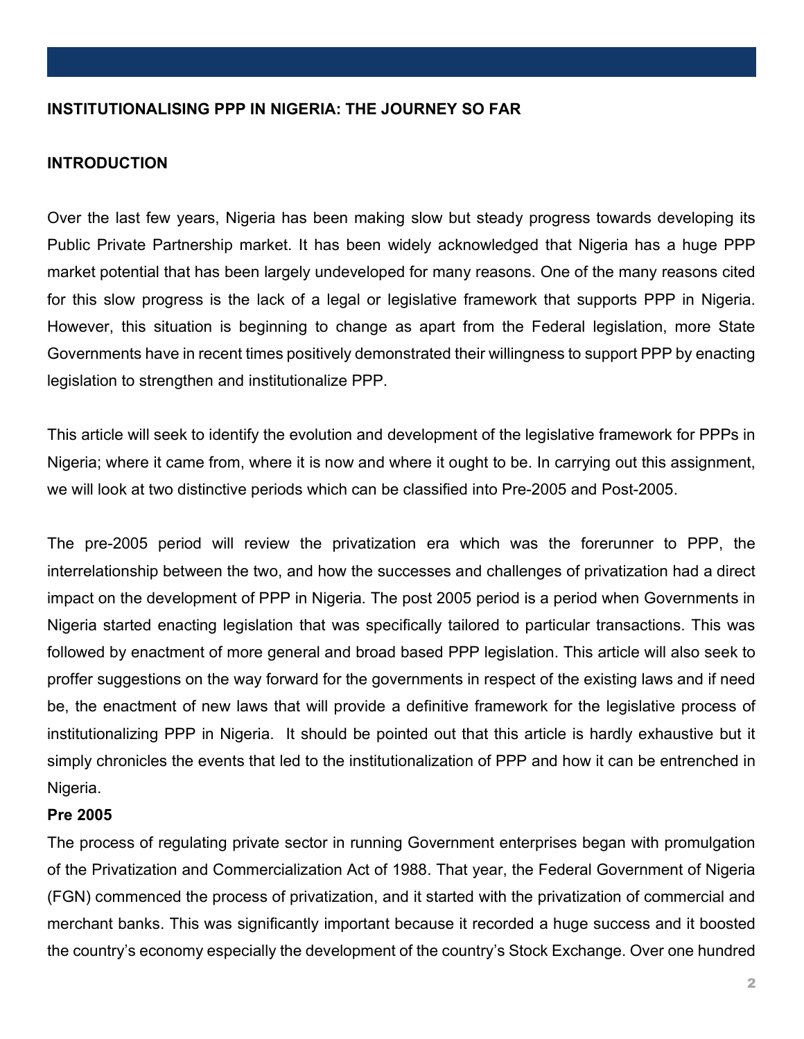**INSTITUTIONALISING PPP IN NIGERIA: THE JOURNEY SO FAR**

**INTRODUCTION**

Over the last few years, Nigeria has been making slow but steady progress towards developing its Public Private Partnership market. It has been widely acknowledged that Nigeria has a huge PPP market potential that has been largely undeveloped for many reasons. One of the many reasons cited for this slow progress is the lack of a legal or legislative framework that supports PPP in Nigeria. However, this situation is beginning to change as apart from the Federal legislation, more State Governments have in recent times positively demonstrated their willingness to support PPP by enacting legislation to strengthen and institutionalize PPP.

This article will seek to identify the evolution and development of the legislative framework for PPPs in Nigeria; where it came from, where it is now and where it ought to be. In carrying out this assignment, we will look at two distinctive periods which can be classified into Pre-2005 and Post-2005.

The pre-2005 period will review the privatization era which was the forerunner to PPP, the interrelationship between the two, and how the successes and challenges of privatization had a direct impact on the development of PPP in Nigeria. The post 2005 period is a period when Governments in Nigeria started enacting legislation that was specifically tailored to particular transactions. This was followed by enactment of more general and broad based PPP legislation. This article will also seek to proffer suggestions on the way forward for the governments in respect of the existing laws and if need be, the enactment of new laws that will provide a definitive framework for the legislative process of institutionalizing PPP in Nigeria. It should be pointed out that this article is hardly exhaustive but it simply chronicles the events that led to the institutionalization of PPP and how it can be entrenched in Nigeria.

**Pre 2005**

The process of regulating private sector in running Government enterprises began with promulgation of the Privatization and Commercialization Act of 1988. That year, the Federal Government of Nigeria (FGN) commenced the process of privatization, and it started with the privatization of commercial and merchant banks. This was significantly important because it recorded a huge success and it boosted the country's economy especially the development of the country's Stock Exchange. Over one hundred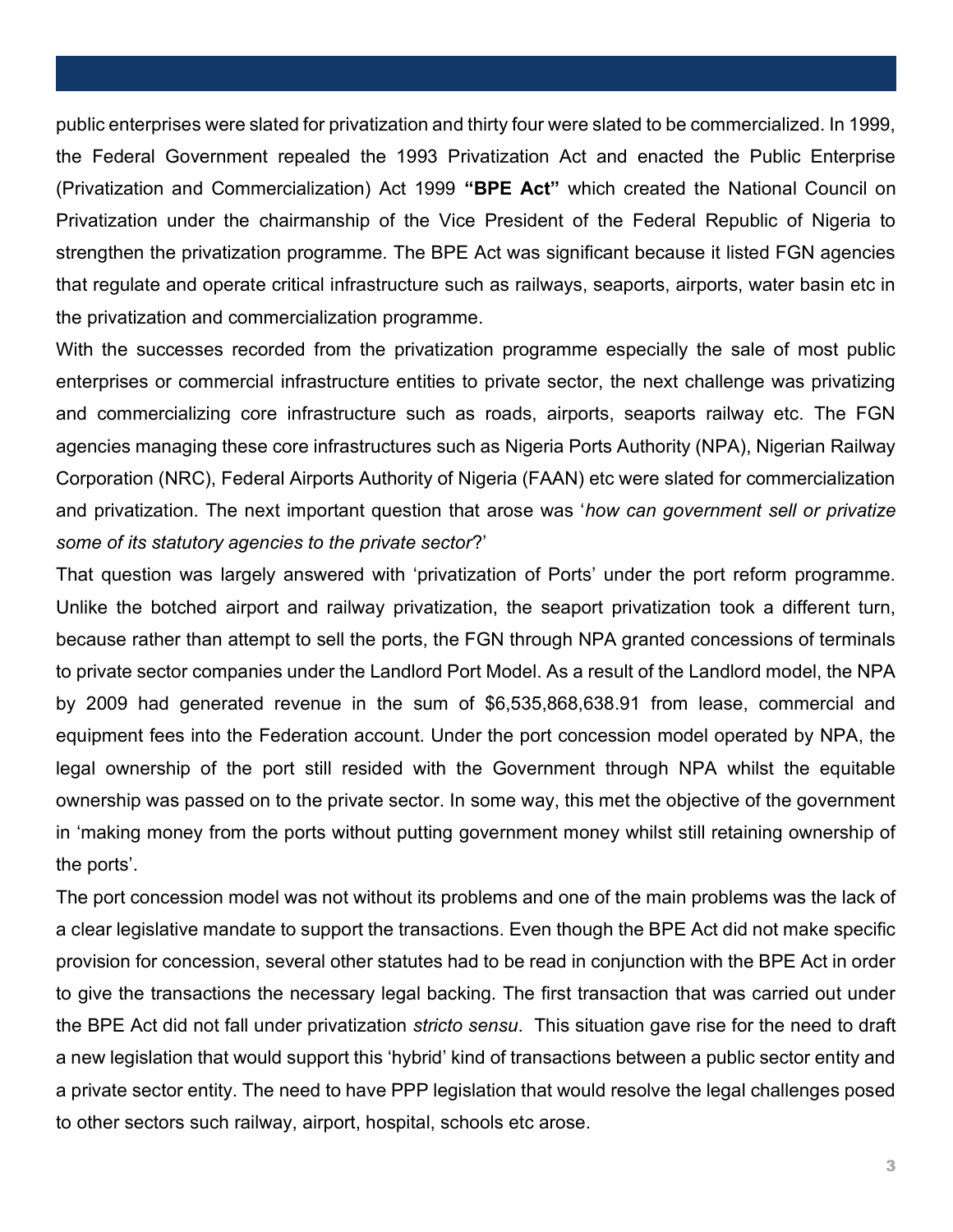public enterprises were slated for privatization and thirty four were slated to be commercialized. In 1999, the Federal Government repealed the 1993 Privatization Act and enacted the Public Enterprise (Privatization and Commercialization) Act 1999 **"BPE Act"** which created the National Council on Privatization under the chairmanship of the Vice President of the Federal Republic of Nigeria to strengthen the privatization programme. The BPE Act was significant because it listed FGN agencies that regulate and operate critical infrastructure such as railways, seaports, airports, water basin etc in the privatization and commercialization programme.

With the successes recorded from the privatization programme especially the sale of most public enterprises or commercial infrastructure entities to private sector, the next challenge was privatizing and commercializing core infrastructure such as roads, airports, seaports railway etc. The FGN agencies managing these core infrastructures such as Nigeria Ports Authority (NPA), Nigerian Railway Corporation (NRC), Federal Airports Authority of Nigeria (FAAN) etc were slated for commercialization and privatization. The next important question that arose was '*how can government sell or privatize some of its statutory agencies to the private sector*?'

That question was largely answered with 'privatization of Ports' under the port reform programme. Unlike the botched airport and railway privatization, the seaport privatization took a different turn, because rather than attempt to sell the ports, the FGN through NPA granted concessions of terminals to private sector companies under the Landlord Port Model. As a result of the Landlord model, the NPA by 2009 had generated revenue in the sum of $6,535,868,638.91 from lease, commercial and equipment fees into the Federation account. Under the port concession model operated by NPA, the legal ownership of the port still resided with the Government through NPA whilst the equitable ownership was passed on to the private sector. In some way, this met the objective of the government in 'making money from the ports without putting government money whilst still retaining ownership of the ports'.

The port concession model was not without its problems and one of the main problems was the lack of a clear legislative mandate to support the transactions. Even though the BPE Act did not make specific provision for concession, several other statutes had to be read in conjunction with the BPE Act in order to give the transactions the necessary legal backing. The first transaction that was carried out under the BPE Act did not fall under privatization *stricto sensu*. This situation gave rise for the need to draft a new legislation that would support this 'hybrid' kind of transactions between a public sector entity and a private sector entity. The need to have PPP legislation that would resolve the legal challenges posed to other sectors such railway, airport, hospital, schools etc arose.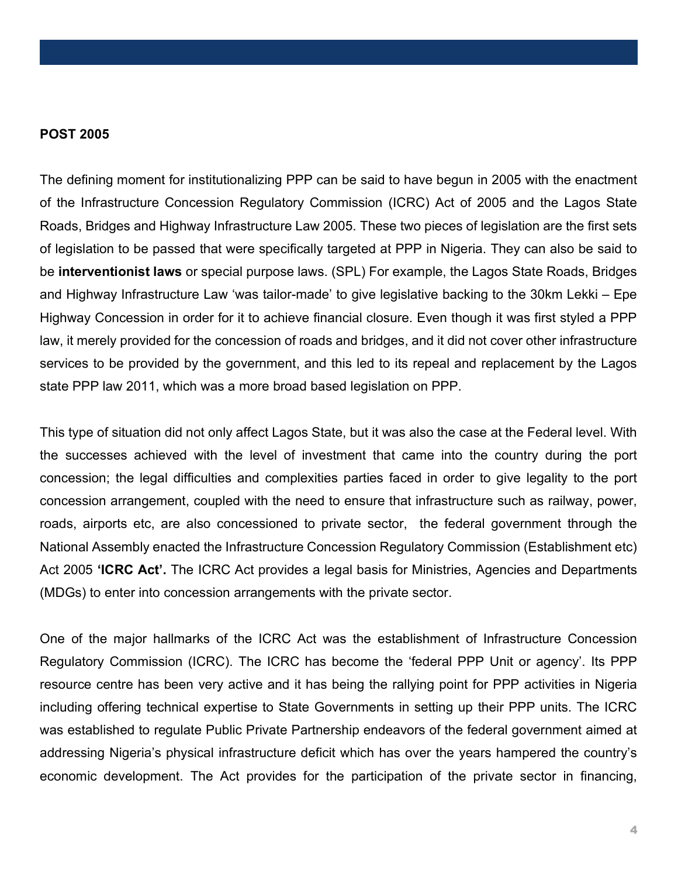**POST 2005**

The defining moment for institutionalizing PPP can be said to have begun in 2005 with the enactment of the Infrastructure Concession Regulatory Commission (ICRC) Act of 2005 and the Lagos State Roads, Bridges and Highway Infrastructure Law 2005. These two pieces of legislation are the first sets of legislation to be passed that were specifically targeted at PPP in Nigeria. They can also be said to be **interventionist laws** or special purpose laws. (SPL) For example, the Lagos State Roads, Bridges and Highway Infrastructure Law 'was tailor-made' to give legislative backing to the 30km Lekki – Epe Highway Concession in order for it to achieve financial closure. Even though it was first styled a PPP law, it merely provided for the concession of roads and bridges, and it did not cover other infrastructure services to be provided by the government, and this led to its repeal and replacement by the Lagos state PPP law 2011, which was a more broad based legislation on PPP.

This type of situation did not only affect Lagos State, but it was also the case at the Federal level. With the successes achieved with the level of investment that came into the country during the port concession; the legal difficulties and complexities parties faced in order to give legality to the port concession arrangement, coupled with the need to ensure that infrastructure such as railway, power, roads, airports etc, are also concessioned to private sector, the federal government through the National Assembly enacted the Infrastructure Concession Regulatory Commission (Establishment etc) Act 2005 **'ICRC Act'.** The ICRC Act provides a legal basis for Ministries, Agencies and Departments (MDGs) to enter into concession arrangements with the private sector.

One of the major hallmarks of the ICRC Act was the establishment of Infrastructure Concession Regulatory Commission (ICRC). The ICRC has become the 'federal PPP Unit or agency'. Its PPP resource centre has been very active and it has being the rallying point for PPP activities in Nigeria including offering technical expertise to State Governments in setting up their PPP units. The ICRC was established to regulate Public Private Partnership endeavors of the federal government aimed at addressing Nigeria's physical infrastructure deficit which has over the years hampered the country's economic development. The Act provides for the participation of the private sector in financing,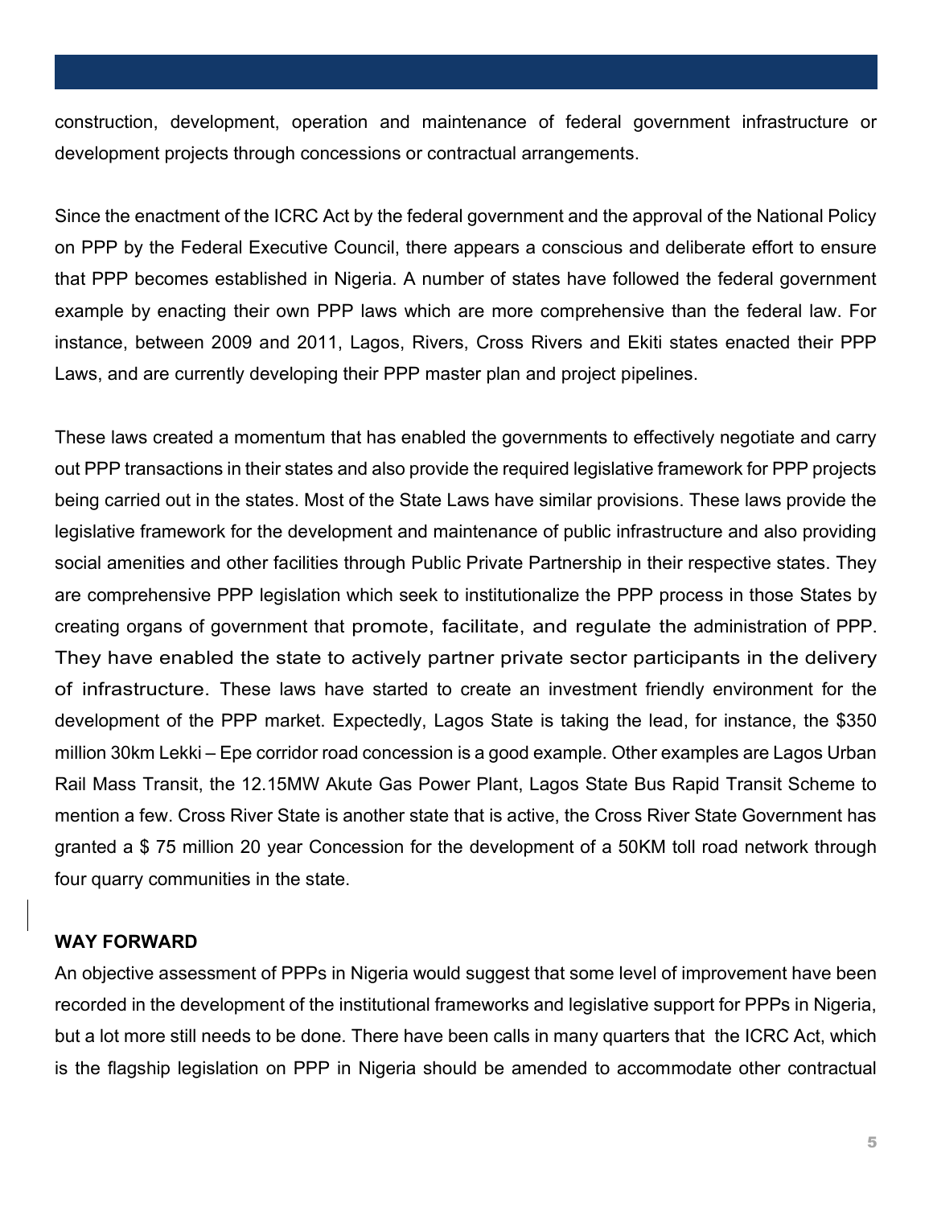construction, development, operation and maintenance of federal government infrastructure or development projects through concessions or contractual arrangements.

Since the enactment of the ICRC Act by the federal government and the approval of the National Policy on PPP by the Federal Executive Council, there appears a conscious and deliberate effort to ensure that PPP becomes established in Nigeria. A number of states have followed the federal government example by enacting their own PPP laws which are more comprehensive than the federal law. For instance, between 2009 and 2011, Lagos, Rivers, Cross Rivers and Ekiti states enacted their PPP Laws, and are currently developing their PPP master plan and project pipelines.

These laws created a momentum that has enabled the governments to effectively negotiate and carry out PPP transactions in their states and also provide the required legislative framework for PPP projects being carried out in the states. Most of the State Laws have similar provisions. These laws provide the legislative framework for the development and maintenance of public infrastructure and also providing social amenities and other facilities through Public Private Partnership in their respective states. They are comprehensive PPP legislation which seek to institutionalize the PPP process in those States by creating organs of government that promote, facilitate, and regulate the administration of PPP. They have enabled the state to actively partner private sector participants in the delivery of infrastructure. These laws have started to create an investment friendly environment for the development of the PPP market. Expectedly, Lagos State is taking the lead, for instance, the $350 million 30km Lekki – Epe corridor road concession is a good example. Other examples are Lagos Urban Rail Mass Transit, the 12.15MW Akute Gas Power Plant, Lagos State Bus Rapid Transit Scheme to mention a few. Cross River State is another state that is active, the Cross River State Government has granted a $ 75 million 20 year Concession for the development of a 50KM toll road network through four quarry communities in the state.

**WAY FORWARD**

An objective assessment of PPPs in Nigeria would suggest that some level of improvement have been recorded in the development of the institutional frameworks and legislative support for PPPs in Nigeria, but a lot more still needs to be done. There have been calls in many quarters that the ICRC Act, which is the flagship legislation on PPP in Nigeria should be amended to accommodate other contractual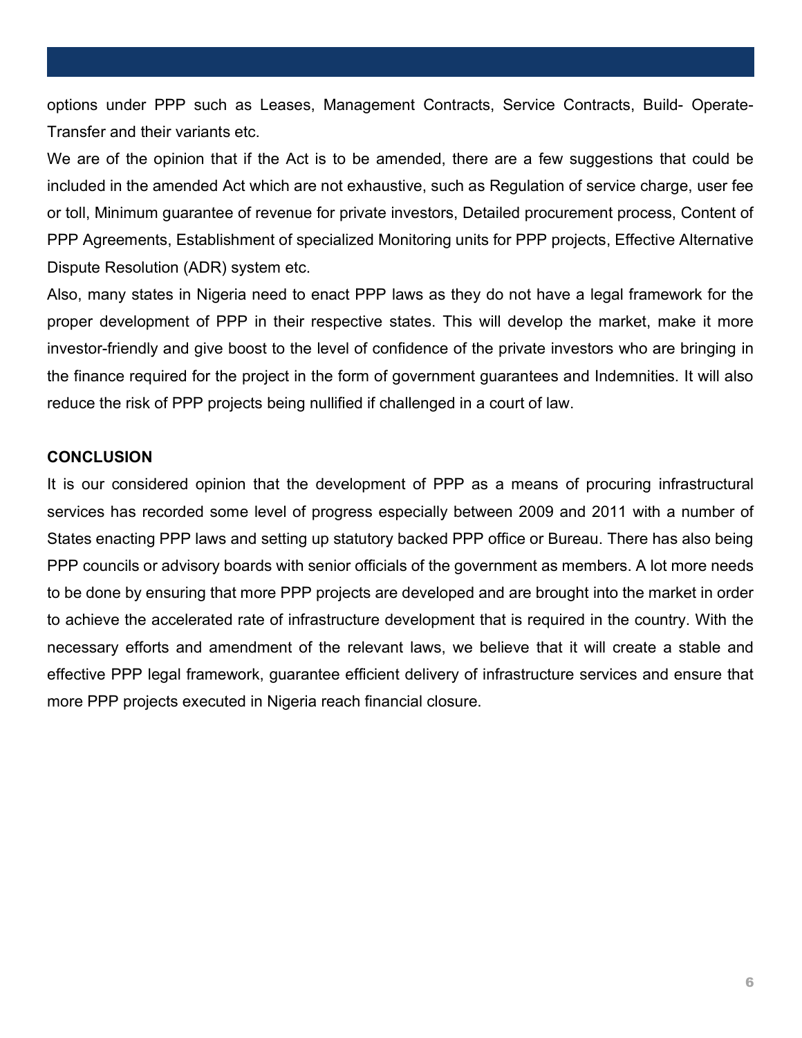options under PPP such as Leases, Management Contracts, Service Contracts, Build- Operate-Transfer and their variants etc.

We are of the opinion that if the Act is to be amended, there are a few suggestions that could be included in the amended Act which are not exhaustive, such as Regulation of service charge, user fee or toll, Minimum guarantee of revenue for private investors, Detailed procurement process, Content of PPP Agreements, Establishment of specialized Monitoring units for PPP projects, Effective Alternative Dispute Resolution (ADR) system etc.

Also, many states in Nigeria need to enact PPP laws as they do not have a legal framework for the proper development of PPP in their respective states. This will develop the market, make it more investor-friendly and give boost to the level of confidence of the private investors who are bringing in the finance required for the project in the form of government guarantees and Indemnities. It will also reduce the risk of PPP projects being nullified if challenged in a court of law.

**CONCLUSION**

It is our considered opinion that the development of PPP as a means of procuring infrastructural services has recorded some level of progress especially between 2009 and 2011 with a number of States enacting PPP laws and setting up statutory backed PPP office or Bureau. There has also being PPP councils or advisory boards with senior officials of the government as members. A lot more needs to be done by ensuring that more PPP projects are developed and are brought into the market in order to achieve the accelerated rate of infrastructure development that is required in the country. With the necessary efforts and amendment of the relevant laws, we believe that it will create a stable and effective PPP legal framework, guarantee efficient delivery of infrastructure services and ensure that more PPP projects executed in Nigeria reach financial closure.